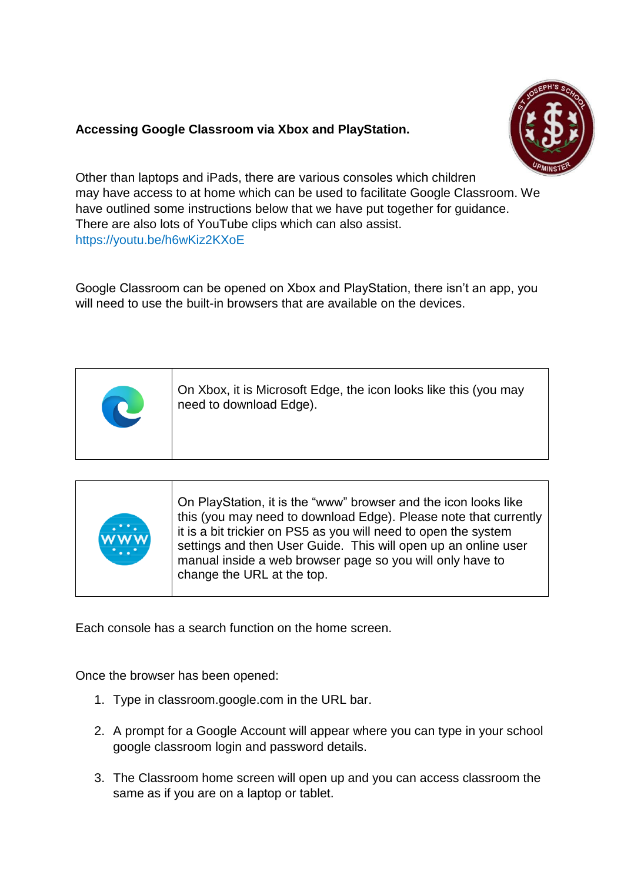**Accessing Google Classroom via Xbox and PlayStation.**

Other than laptops and iPads, there are various consoles which children may have access to at home which can be used to facilitate Google Classroom. We have outlined some instructions below that we have put together for guidance. There are also lots of YouTube clips which can also assist. https://youtu.be/h6wKiz2KXoE

Google Classroom can be opened on Xbox and PlayStation, there isn't an app, you will need to use the built-in browsers that are available on the devices.

| | |
|---|---|
| | On Xbox, it is Microsoft Edge, the icon looks like this (you may need to download Edge). |

| | |
|---|---|
| | On PlayStation, it is the "www" browser and the icon looks like this (you may need to download Edge). Please note that currently it is a bit trickier on PS5 as you will need to open the system settings and then User Guide. This will open up an online user manual inside a web browser page so you will only have to change the URL at the top. |

Each console has a search function on the home screen.

Once the browser has been opened:

1. Type in classroom.google.com in the URL bar.
2. A prompt for a Google Account will appear where you can type in your school google classroom login and password details.
3. The Classroom home screen will open up and you can access classroom the same as if you are on a laptop or tablet.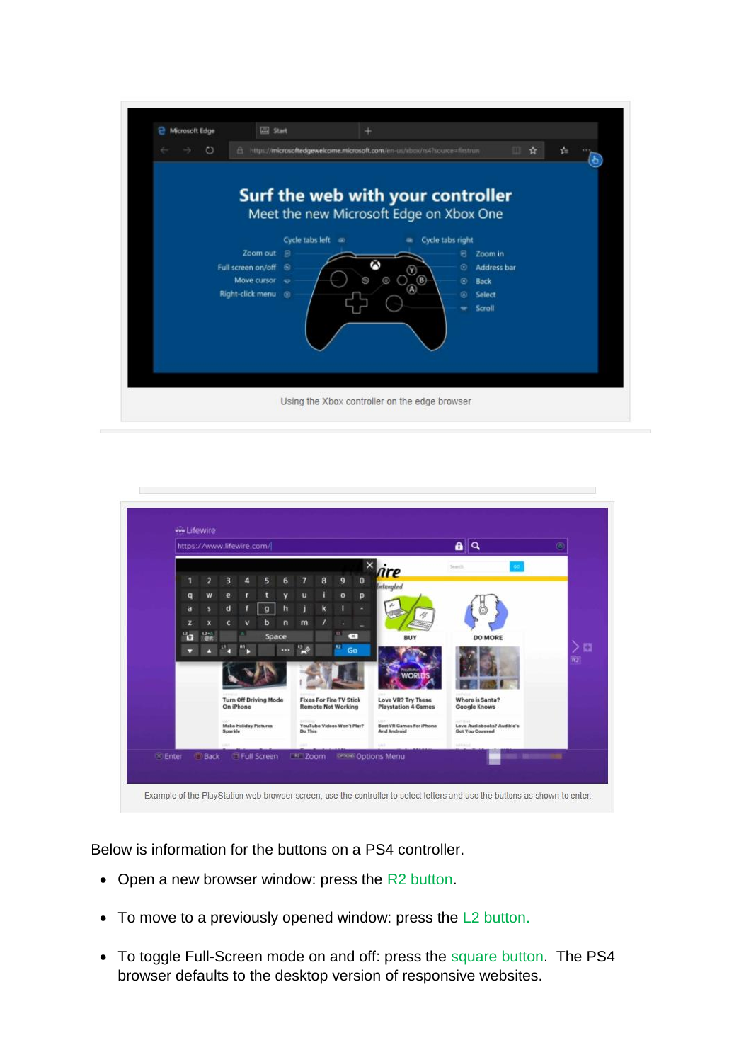Using the Xbox controller on the edge browser

Example of the PlayStation web browser screen, use the controller to select letters and use the buttons as shown to enter.

Below is information for the buttons on a PS4 controller.

- Open a new browser window: press the R2 button.
- To move to a previously opened window: press the L2 button.
- To toggle Full-Screen mode on and off: press the square button. The PS4 browser defaults to the desktop version of responsive websites.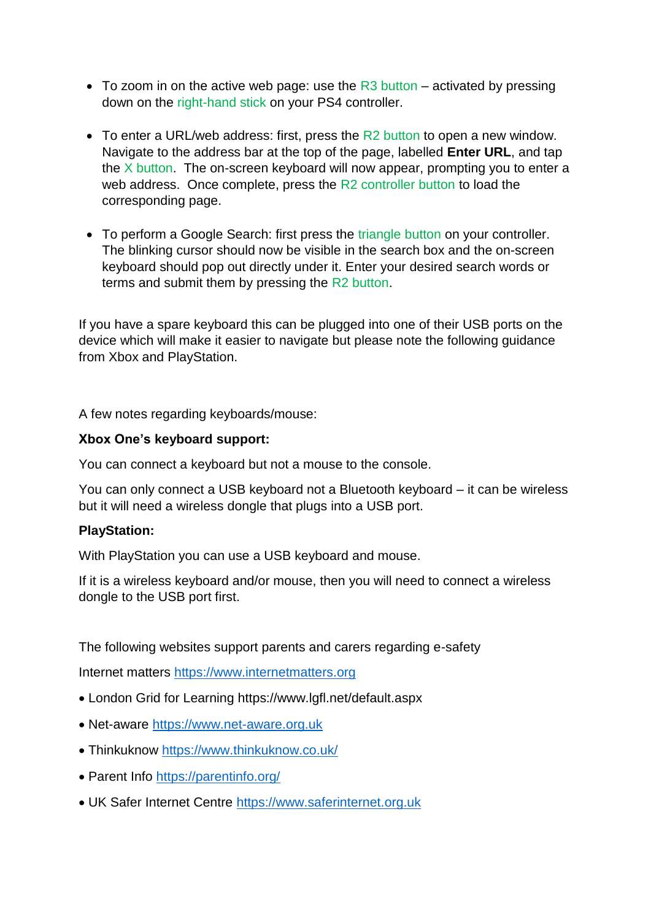- To zoom in on the active web page: use the R3 button – activated by pressing down on the right-hand stick on your PS4 controller.

- To enter a URL/web address: first, press the R2 button to open a new window. Navigate to the address bar at the top of the page, labelled **Enter URL**, and tap the X button. The on-screen keyboard will now appear, prompting you to enter a web address. Once complete, press the R2 controller button to load the corresponding page.

- To perform a Google Search: first press the triangle button on your controller. The blinking cursor should now be visible in the search box and the on-screen keyboard should pop out directly under it. Enter your desired search words or terms and submit them by pressing the R2 button.

If you have a spare keyboard this can be plugged into one of their USB ports on the device which will make it easier to navigate but please note the following guidance from Xbox and PlayStation.

A few notes regarding keyboards/mouse:

**Xbox One's keyboard support:**

You can connect a keyboard but not a mouse to the console.

You can only connect a USB keyboard not a Bluetooth keyboard – it can be wireless but it will need a wireless dongle that plugs into a USB port.

**PlayStation:**

With PlayStation you can use a USB keyboard and mouse.

If it is a wireless keyboard and/or mouse, then you will need to connect a wireless dongle to the USB port first.

The following websites support parents and carers regarding e-safety

Internet matters https://www.internetmatters.org

- London Grid for Learning https://www.lgfl.net/default.aspx
- Net-aware https://www.net-aware.org.uk
- Thinkuknow https://www.thinkuknow.co.uk/
- Parent Info https://parentinfo.org/
- UK Safer Internet Centre https://www.saferinternet.org.uk